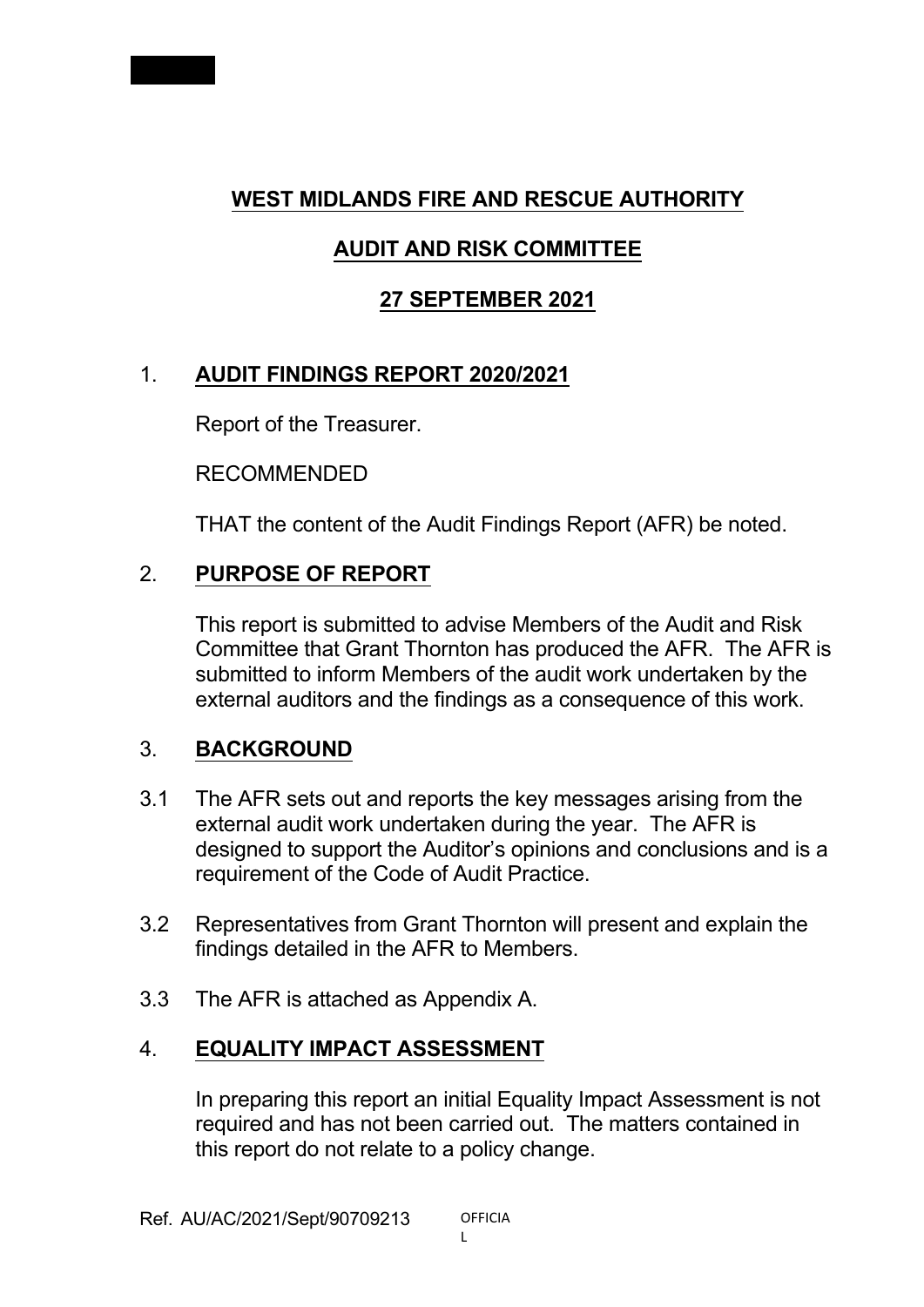# WEST MIDLANDS FIRE AND RESCUE AUTHORITY

## AUDIT AND RISK COMMITTEE

## 27 SEPTEMBER 2021

1. **AUDIT FINDINGS REPORT 2020/2021**

   Report of the Treasurer.

   RECOMMENDED

   THAT the content of the Audit Findings Report (AFR) be noted.

2. **PURPOSE OF REPORT**

   This report is submitted to advise Members of the Audit and Risk Committee that Grant Thornton has produced the AFR. The AFR is submitted to inform Members of the audit work undertaken by the external auditors and the findings as a consequence of this work.

3. **BACKGROUND**

3.1 The AFR sets out and reports the key messages arising from the external audit work undertaken during the year. The AFR is designed to support the Auditor's opinions and conclusions and is a requirement of the Code of Audit Practice.

3.2 Representatives from Grant Thornton will present and explain the findings detailed in the AFR to Members.

3.3 The AFR is attached as Appendix A.

4. **EQUALITY IMPACT ASSESSMENT**

   In preparing this report an initial Equality Impact Assessment is not required and has not been carried out. The matters contained in this report do not relate to a policy change.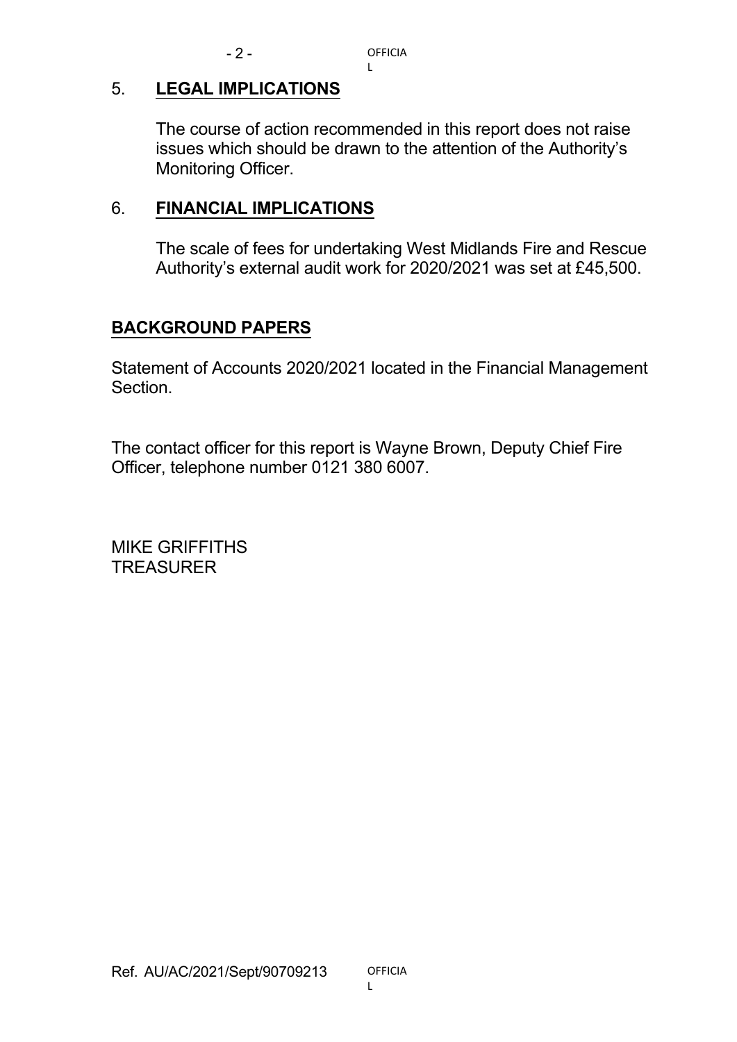## 5. LEGAL IMPLICATIONS

The course of action recommended in this report does not raise issues which should be drawn to the attention of the Authority's Monitoring Officer.

## 6. FINANCIAL IMPLICATIONS

The scale of fees for undertaking West Midlands Fire and Rescue Authority's external audit work for 2020/2021 was set at £45,500.

## BACKGROUND PAPERS

Statement of Accounts 2020/2021 located in the Financial Management Section.

The contact officer for this report is Wayne Brown, Deputy Chief Fire Officer, telephone number 0121 380 6007.

MIKE GRIFFITHS
TREASURER

Ref. AU/AC/2021/Sept/90709213